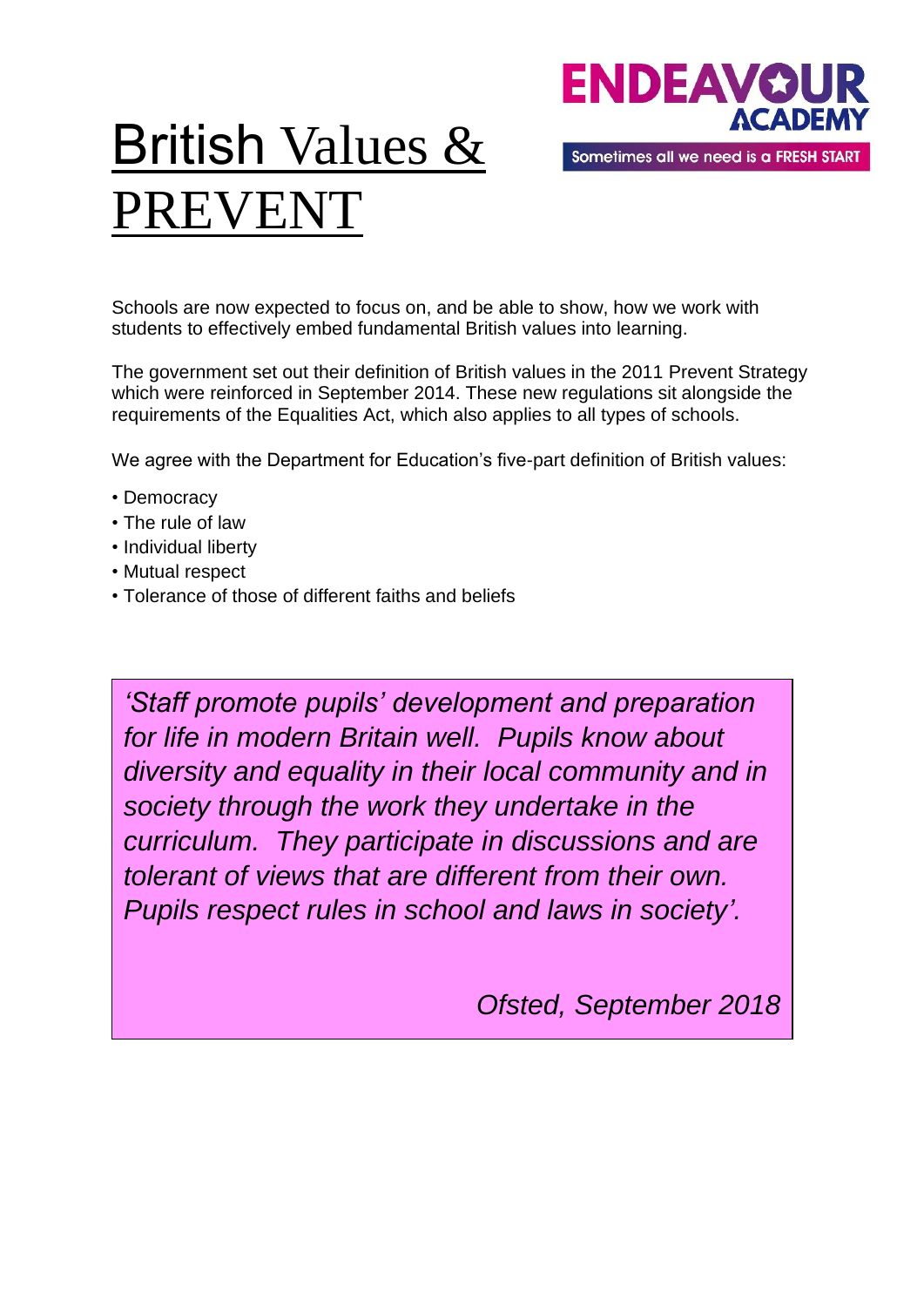# British Values & PREVENT

ENDEAVOUR ACADEMY

Sometimes all we need is a FRESH START

Schools are now expected to focus on, and be able to show, how we work with students to effectively embed fundamental British values into learning.

The government set out their definition of British values in the 2011 Prevent Strategy which were reinforced in September 2014. These new regulations sit alongside the requirements of the Equalities Act, which also applies to all types of schools.

We agree with the Department for Education's five-part definition of British values:

- Democracy
- The rule of law
- Individual liberty
- Mutual respect
- Tolerance of those of different faiths and beliefs

> *'Staff promote pupils' development and preparation for life in modern Britain well. Pupils know about diversity and equality in their local community and in society through the work they undertake in the curriculum. They participate in discussions and are tolerant of views that are different from their own. Pupils respect rules in school and laws in society'.*
>
> *Ofsted, September 2018*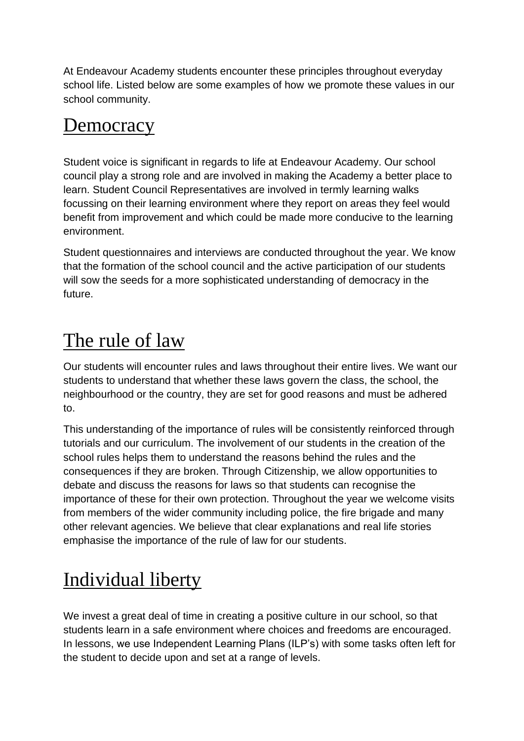At Endeavour Academy students encounter these principles throughout everyday school life. Listed below are some examples of how we promote these values in our school community.

## Democracy

Student voice is significant in regards to life at Endeavour Academy. Our school council play a strong role and are involved in making the Academy a better place to learn. Student Council Representatives are involved in termly learning walks focussing on their learning environment where they report on areas they feel would benefit from improvement and which could be made more conducive to the learning environment.

Student questionnaires and interviews are conducted throughout the year. We know that the formation of the school council and the active participation of our students will sow the seeds for a more sophisticated understanding of democracy in the future.

## The rule of law

Our students will encounter rules and laws throughout their entire lives. We want our students to understand that whether these laws govern the class, the school, the neighbourhood or the country, they are set for good reasons and must be adhered to.

This understanding of the importance of rules will be consistently reinforced through tutorials and our curriculum. The involvement of our students in the creation of the school rules helps them to understand the reasons behind the rules and the consequences if they are broken. Through Citizenship, we allow opportunities to debate and discuss the reasons for laws so that students can recognise the importance of these for their own protection. Throughout the year we welcome visits from members of the wider community including police, the fire brigade and many other relevant agencies. We believe that clear explanations and real life stories emphasise the importance of the rule of law for our students.

## Individual liberty

We invest a great deal of time in creating a positive culture in our school, so that students learn in a safe environment where choices and freedoms are encouraged. In lessons, we use Independent Learning Plans (ILP's) with some tasks often left for the student to decide upon and set at a range of levels.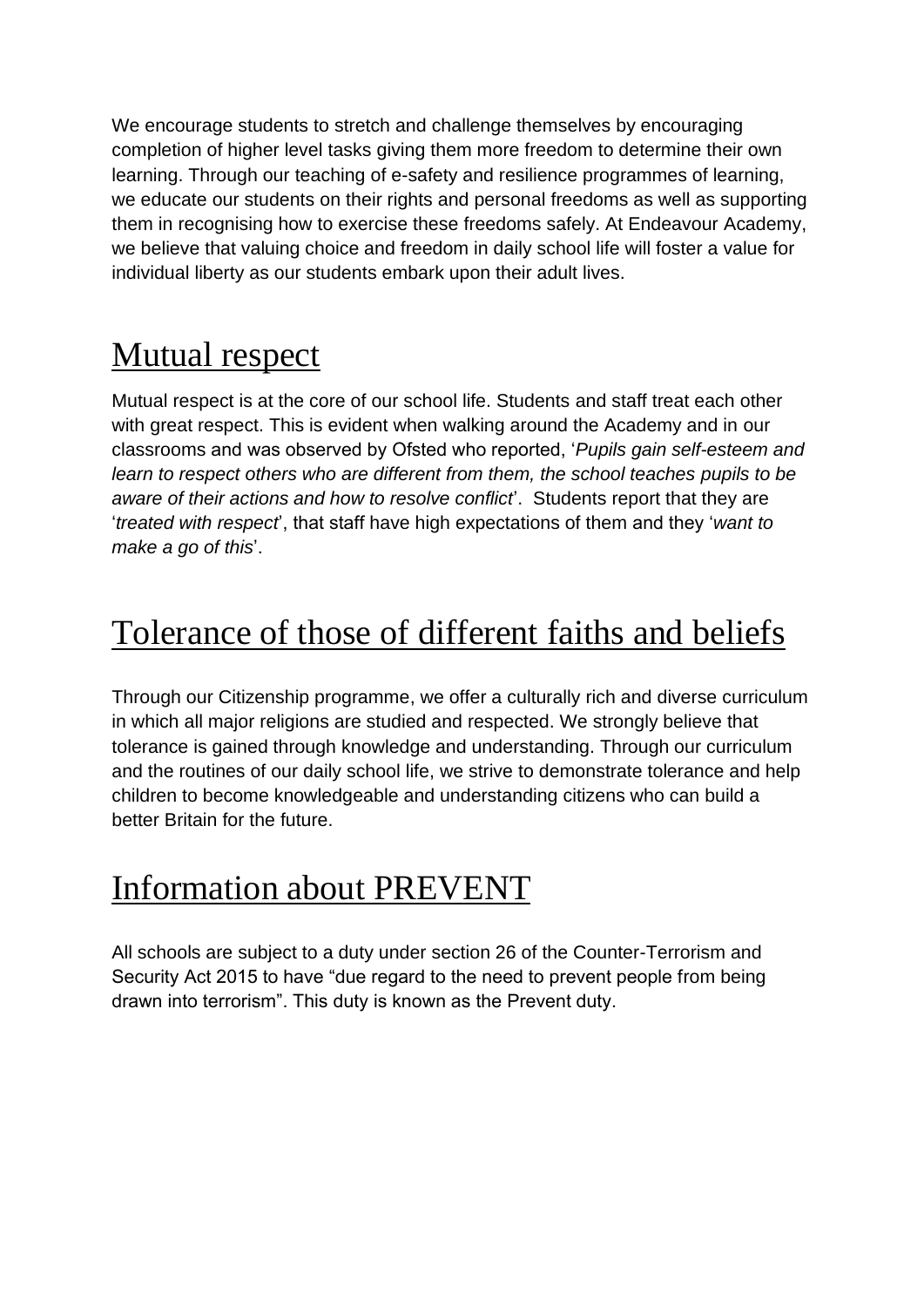We encourage students to stretch and challenge themselves by encouraging completion of higher level tasks giving them more freedom to determine their own learning. Through our teaching of e-safety and resilience programmes of learning, we educate our students on their rights and personal freedoms as well as supporting them in recognising how to exercise these freedoms safely. At Endeavour Academy, we believe that valuing choice and freedom in daily school life will foster a value for individual liberty as our students embark upon their adult lives.

## Mutual respect

Mutual respect is at the core of our school life. Students and staff treat each other with great respect. This is evident when walking around the Academy and in our classrooms and was observed by Ofsted who reported, '*Pupils gain self-esteem and learn to respect others who are different from them, the school teaches pupils to be aware of their actions and how to resolve conflict*'. Students report that they are '*treated with respect*', that staff have high expectations of them and they '*want to make a go of this*'.

## Tolerance of those of different faiths and beliefs

Through our Citizenship programme, we offer a culturally rich and diverse curriculum in which all major religions are studied and respected. We strongly believe that tolerance is gained through knowledge and understanding. Through our curriculum and the routines of our daily school life, we strive to demonstrate tolerance and help children to become knowledgeable and understanding citizens who can build a better Britain for the future.

## Information about PREVENT

All schools are subject to a duty under section 26 of the Counter-Terrorism and Security Act 2015 to have "due regard to the need to prevent people from being drawn into terrorism". This duty is known as the Prevent duty.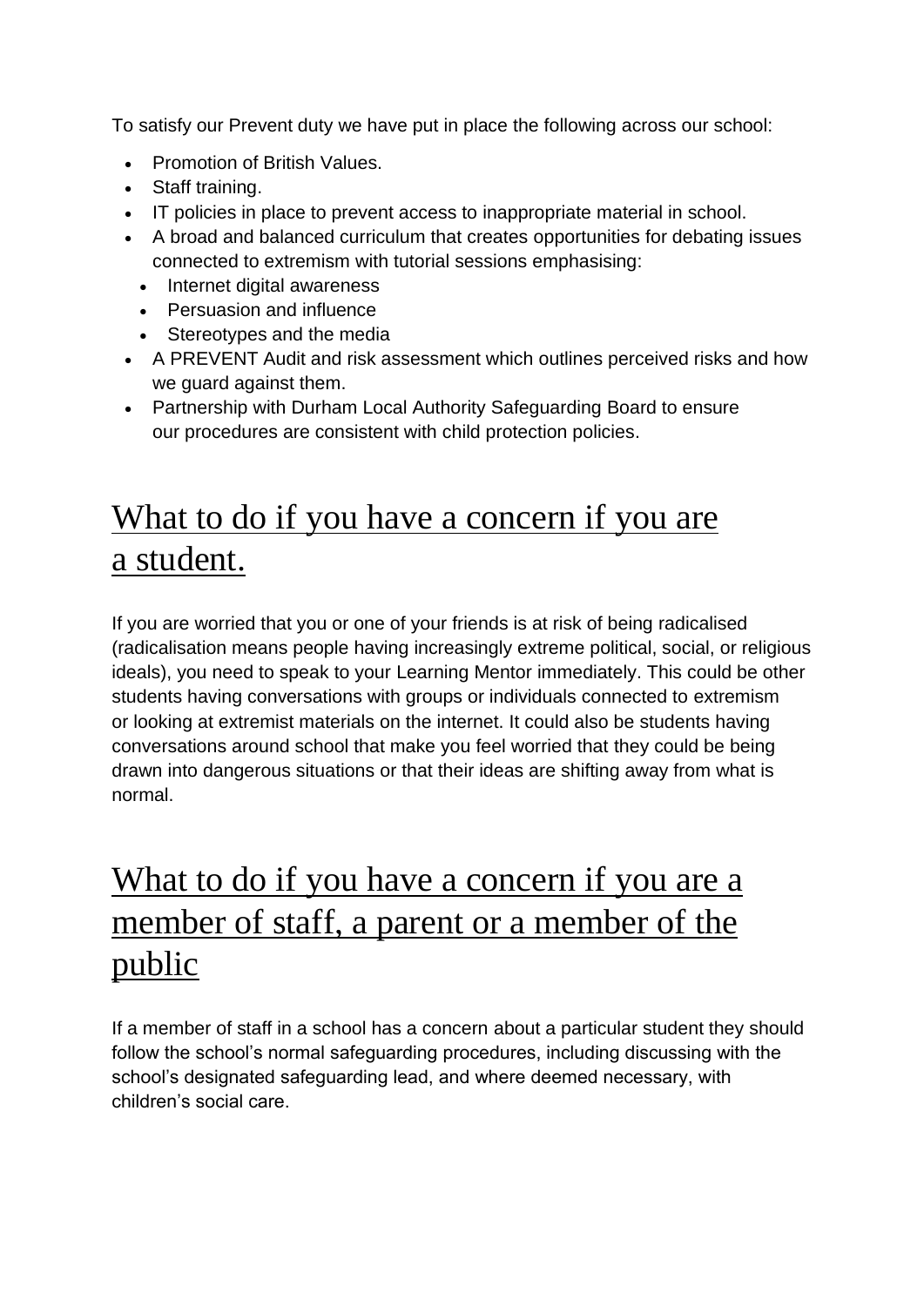To satisfy our Prevent duty we have put in place the following across our school:

- Promotion of British Values.
- Staff training.
- IT policies in place to prevent access to inappropriate material in school.
- A broad and balanced curriculum that creates opportunities for debating issues connected to extremism with tutorial sessions emphasising:
  - Internet digital awareness
  - Persuasion and influence
  - Stereotypes and the media
- A PREVENT Audit and risk assessment which outlines perceived risks and how we guard against them.
- Partnership with Durham Local Authority Safeguarding Board to ensure our procedures are consistent with child protection policies.

## What to do if you have a concern if you are a student.

If you are worried that you or one of your friends is at risk of being radicalised (radicalisation means people having increasingly extreme political, social, or religious ideals), you need to speak to your Learning Mentor immediately. This could be other students having conversations with groups or individuals connected to extremism or looking at extremist materials on the internet. It could also be students having conversations around school that make you feel worried that they could be being drawn into dangerous situations or that their ideas are shifting away from what is normal.

## What to do if you have a concern if you are a member of staff, a parent or a member of the public

If a member of staff in a school has a concern about a particular student they should follow the school's normal safeguarding procedures, including discussing with the school's designated safeguarding lead, and where deemed necessary, with children's social care.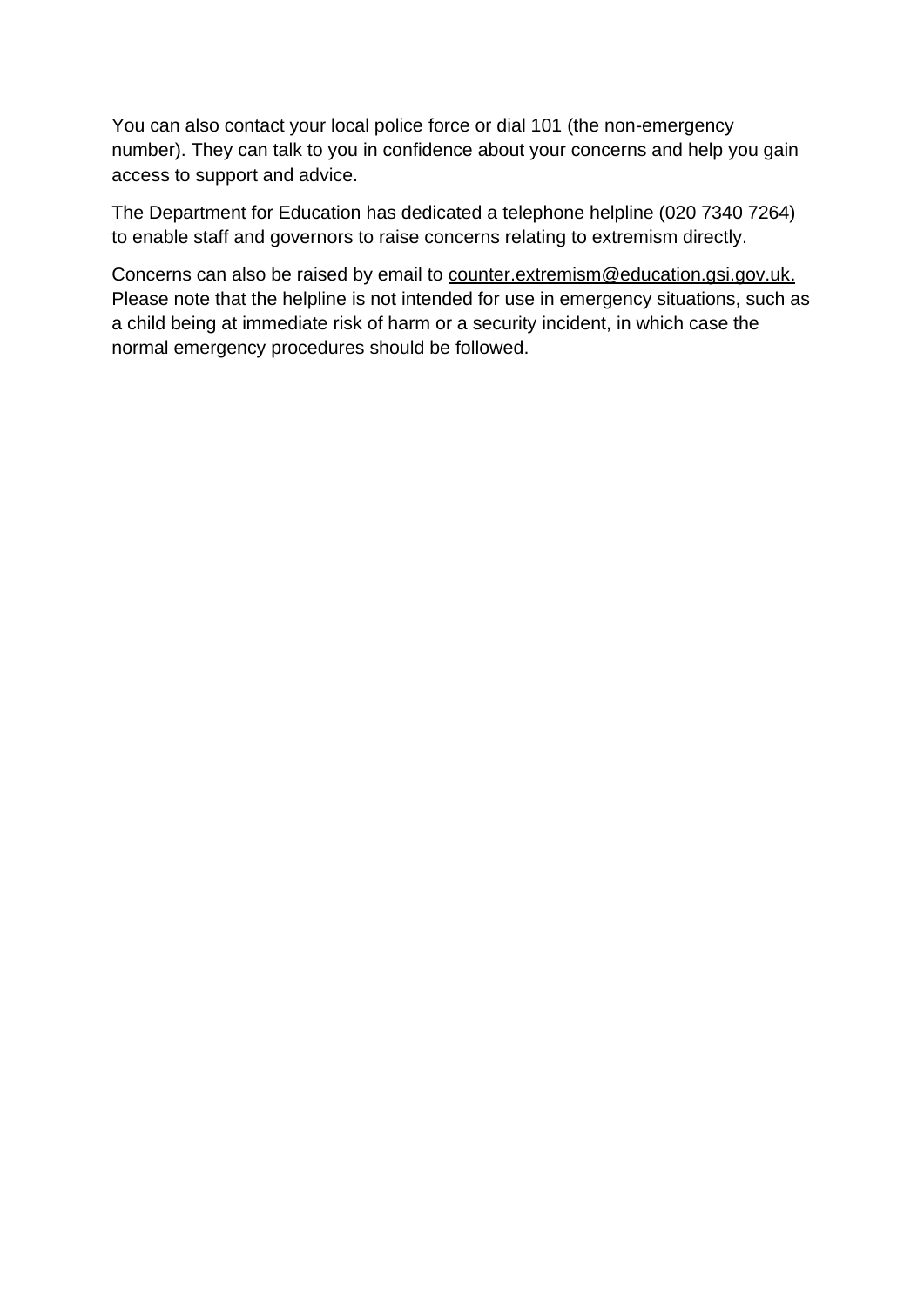You can also contact your local police force or dial 101 (the non-emergency number). They can talk to you in confidence about your concerns and help you gain access to support and advice.

The Department for Education has dedicated a telephone helpline (020 7340 7264) to enable staff and governors to raise concerns relating to extremism directly.

Concerns can also be raised by email to counter.extremism@education.gsi.gov.uk. Please note that the helpline is not intended for use in emergency situations, such as a child being at immediate risk of harm or a security incident, in which case the normal emergency procedures should be followed.